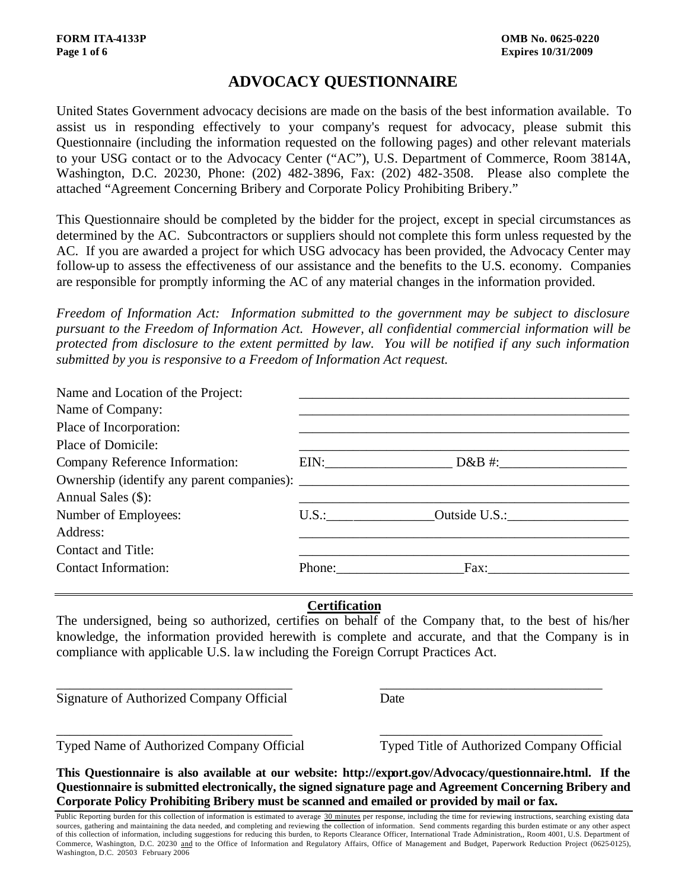FORM ITA-4133P
OMB No. 0625-0220
Expires 10/31/2009

# ADVOCACY QUESTIONNAIRE

United States Government advocacy decisions are made on the basis of the best information available. To assist us in responding effectively to your company's request for advocacy, please submit this Questionnaire (including the information requested on the following pages) and other relevant materials to your USG contact or to the Advocacy Center ("AC"), U.S. Department of Commerce, Room 3814A, Washington, D.C. 20230, Phone: (202) 482-3896, Fax: (202) 482-3508. Please also complete the attached "Agreement Concerning Bribery and Corporate Policy Prohibiting Bribery."

This Questionnaire should be completed by the bidder for the project, except in special circumstances as determined by the AC. Subcontractors or suppliers should not complete this form unless requested by the AC. If you are awarded a project for which USG advocacy has been provided, the Advocacy Center may follow-up to assess the effectiveness of our assistance and the benefits to the U.S. economy. Companies are responsible for promptly informing the AC of any material changes in the information provided.

*Freedom of Information Act: Information submitted to the government may be subject to disclosure pursuant to the Freedom of Information Act. However, all confidential commercial information will be protected from disclosure to the extent permitted by law. You will be notified if any such information submitted by you is responsive to a Freedom of Information Act request.*

Name and Location of the Project: ______________________________

Name of Company: ______________________________

Place of Incorporation: ______________________________

Place of Domicile: ______________________________

Company Reference Information: EIN:__________________ D&B #:__________________

Ownership (identify any parent companies): ______________________________

Annual Sales ($): ______________________________

Number of Employees: U.S.:________________ Outside U.S.:________________

Address: ______________________________

Contact and Title: ______________________________

Contact Information: Phone:__________________ Fax:____________________

---

## Certification

The undersigned, being so authorized, certifies on behalf of the Company that, to the best of his/her knowledge, the information provided herewith is complete and accurate, and that the Company is in compliance with applicable U.S. law including the Foreign Corrupt Practices Act.

__________________________________ __________________________________

Signature of Authorized Company Official Date

__________________________________ __________________________________

Typed Name of Authorized Company Official Typed Title of Authorized Company Official

**This Questionnaire is also available at our website: http://export.gov/Advocacy/questionnaire.html. If the Questionnaire is submitted electronically, the signed signature page and Agreement Concerning Bribery and Corporate Policy Prohibiting Bribery must be scanned and emailed or provided by mail or fax.**

Public Reporting burden for this collection of information is estimated to average 30 minutes per response, including the time for reviewing instructions, searching existing data sources, gathering and maintaining the data needed, and completing and reviewing the collection of information. Send comments regarding this burden estimate or any other aspect of this collection of information, including suggestions for reducing this burden, to Reports Clearance Officer, International Trade Administration,, Room 4001, U.S. Department of Commerce, Washington, D.C. 20230 and to the Office of Information and Regulatory Affairs, Office of Management and Budget, Paperwork Reduction Project (0625-0125), Washington, D.C. 20503 February 2006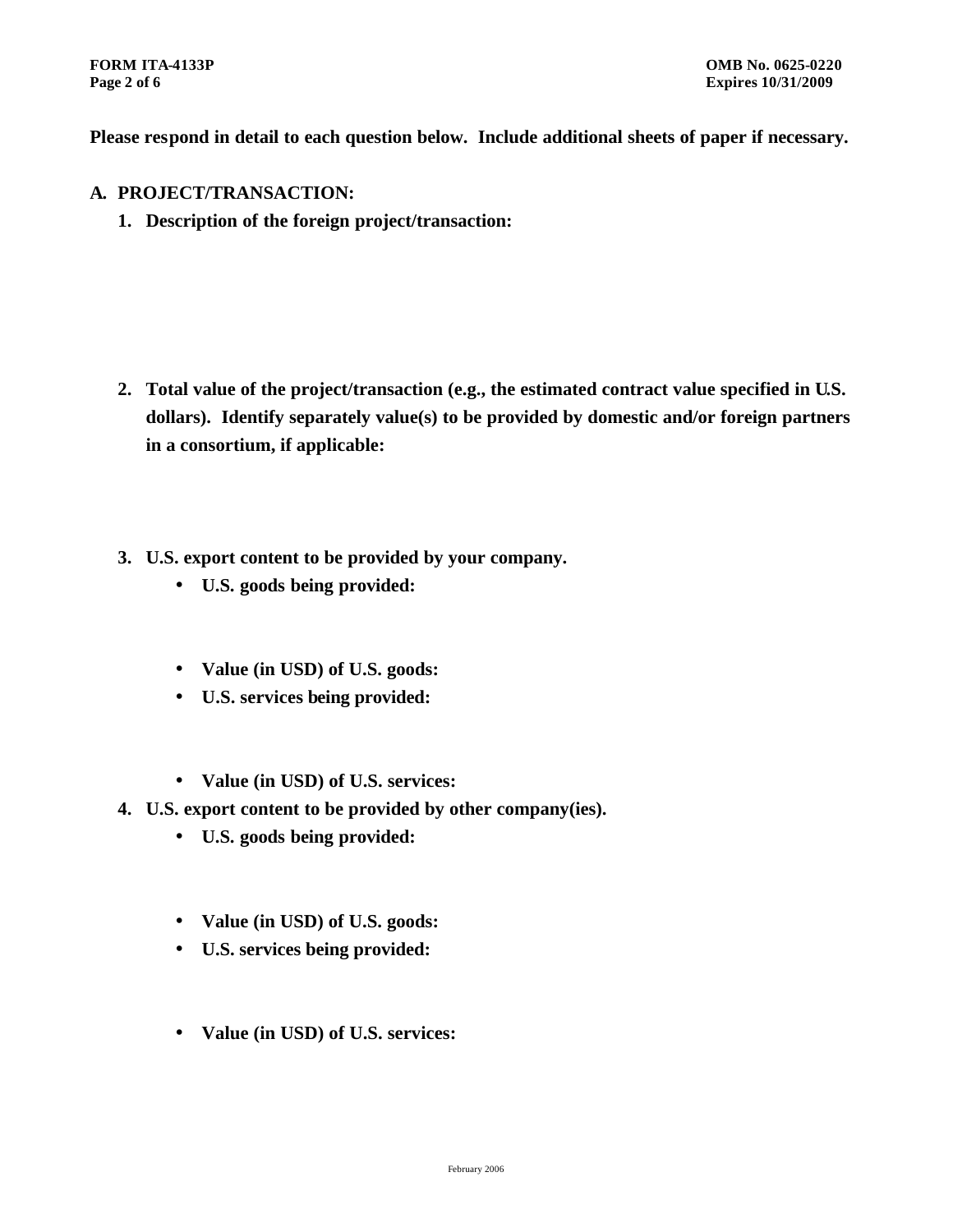**Please respond in detail to each question below. Include additional sheets of paper if necessary.**

## A. PROJECT/TRANSACTION:

1. **Description of the foreign project/transaction:**

2. **Total value of the project/transaction (e.g., the estimated contract value specified in U.S. dollars). Identify separately value(s) to be provided by domestic and/or foreign partners in a consortium, if applicable:**

3. **U.S. export content to be provided by your company.**
   - **U.S. goods being provided:**
   - **Value (in USD) of U.S. goods:**
   - **U.S. services being provided:**
   - **Value (in USD) of U.S. services:**

4. **U.S. export content to be provided by other company(ies).**
   - **U.S. goods being provided:**
   - **Value (in USD) of U.S. goods:**
   - **U.S. services being provided:**
   - **Value (in USD) of U.S. services:**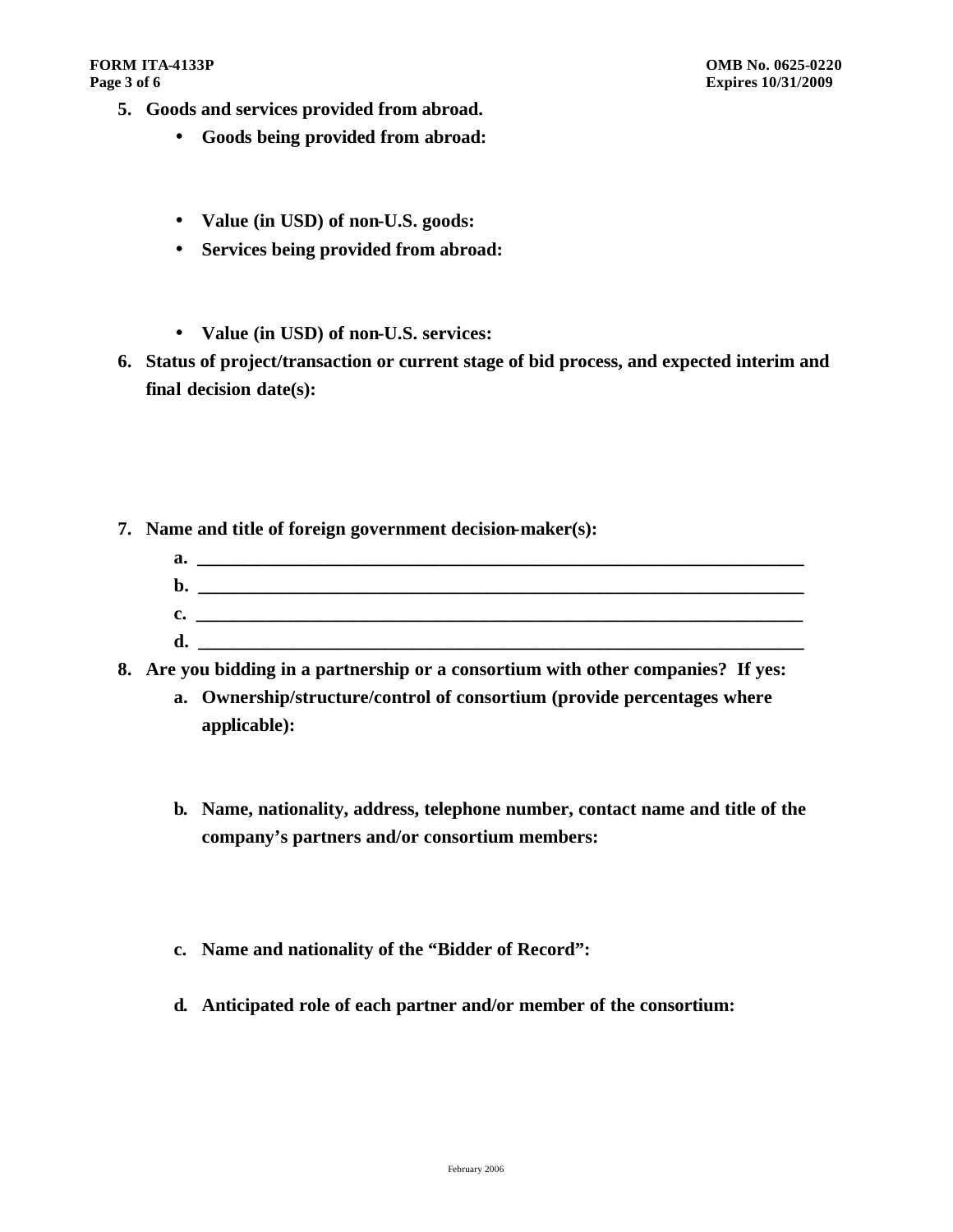5. **Goods and services provided from abroad.**
   - **Goods being provided from abroad:**

   - **Value (in USD) of non-U.S. goods:**
   - **Services being provided from abroad:**

   - **Value (in USD) of non-U.S. services:**

6. **Status of project/transaction or current stage of bid process, and expected interim and final decision date(s):**

7. **Name and title of foreign government decision-maker(s):**
   a. ____________________________________________________________________
   b. ____________________________________________________________________
   c. ____________________________________________________________________
   d. ____________________________________________________________________

8. **Are you bidding in a partnership or a consortium with other companies? If yes:**
   a. **Ownership/structure/control of consortium (provide percentages where applicable):**

   b. **Name, nationality, address, telephone number, contact name and title of the company's partners and/or consortium members:**

   c. **Name and nationality of the "Bidder of Record":**

   d. **Anticipated role of each partner and/or member of the consortium:**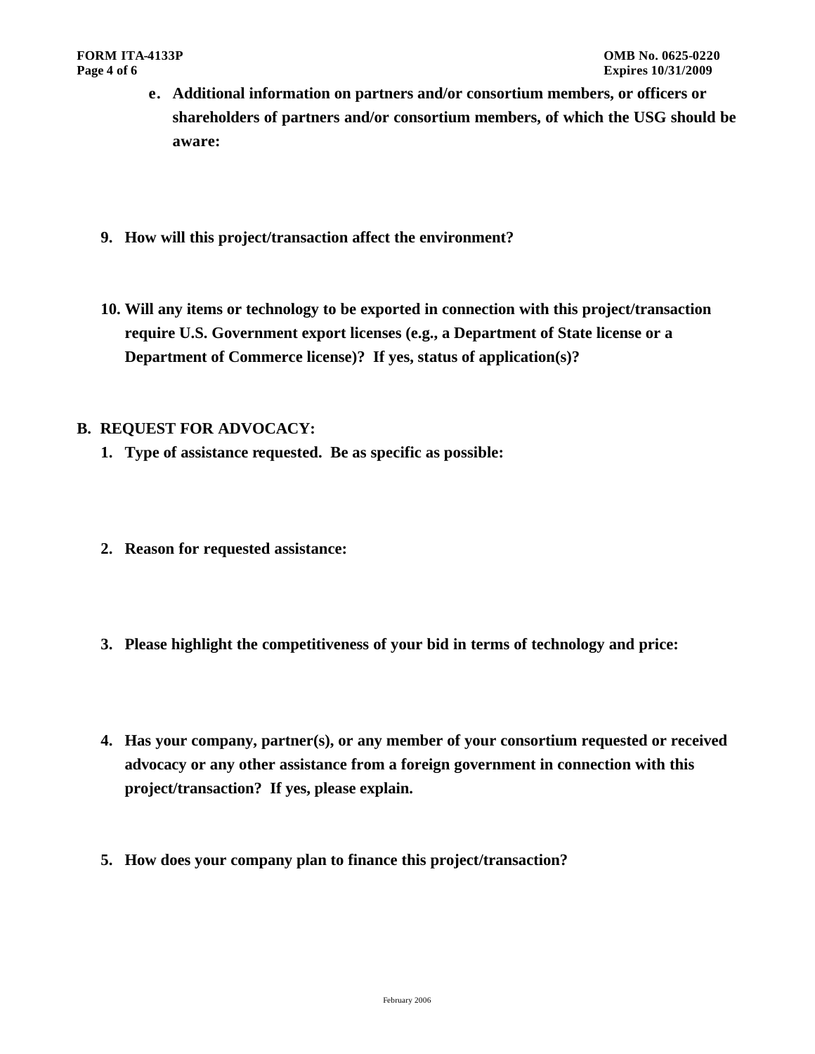**e. Additional information on partners and/or consortium members, or officers or shareholders of partners and/or consortium members, of which the USG should be aware:**

**9. How will this project/transaction affect the environment?**

**10. Will any items or technology to be exported in connection with this project/transaction require U.S. Government export licenses (e.g., a Department of State license or a Department of Commerce license)? If yes, status of application(s)?**

## B. REQUEST FOR ADVOCACY:

**1. Type of assistance requested. Be as specific as possible:**

**2. Reason for requested assistance:**

**3. Please highlight the competitiveness of your bid in terms of technology and price:**

**4. Has your company, partner(s), or any member of your consortium requested or received advocacy or any other assistance from a foreign government in connection with this project/transaction? If yes, please explain.**

**5. How does your company plan to finance this project/transaction?**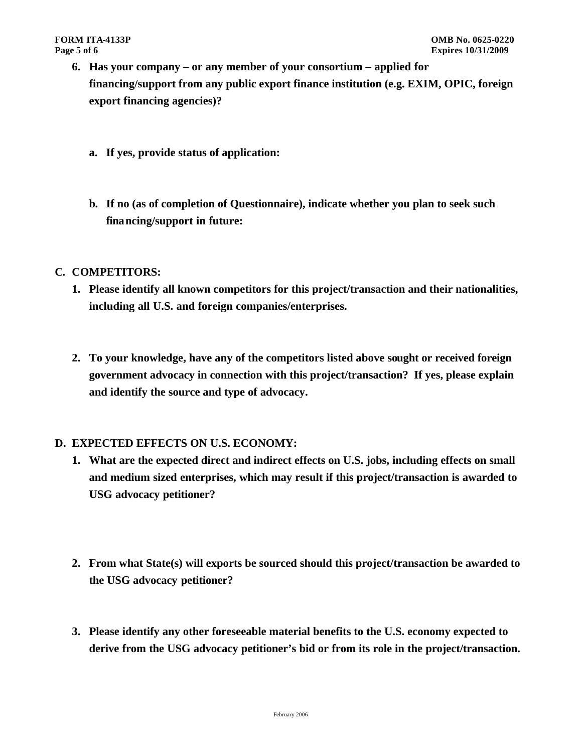6. **Has your company – or any member of your consortium – applied for financing/support from any public export finance institution (e.g. EXIM, OPIC, foreign export financing agencies)?**

   a. **If yes, provide status of application:**

   b. **If no (as of completion of Questionnaire), indicate whether you plan to seek such financing/support in future:**

## C. COMPETITORS:

1. **Please identify all known competitors for this project/transaction and their nationalities, including all U.S. and foreign companies/enterprises.**

2. **To your knowledge, have any of the competitors listed above sought or received foreign government advocacy in connection with this project/transaction? If yes, please explain and identify the source and type of advocacy.**

## D. EXPECTED EFFECTS ON U.S. ECONOMY:

1. **What are the expected direct and indirect effects on U.S. jobs, including effects on small and medium sized enterprises, which may result if this project/transaction is awarded to USG advocacy petitioner?**

2. **From what State(s) will exports be sourced should this project/transaction be awarded to the USG advocacy petitioner?**

3. **Please identify any other foreseeable material benefits to the U.S. economy expected to derive from the USG advocacy petitioner's bid or from its role in the project/transaction.**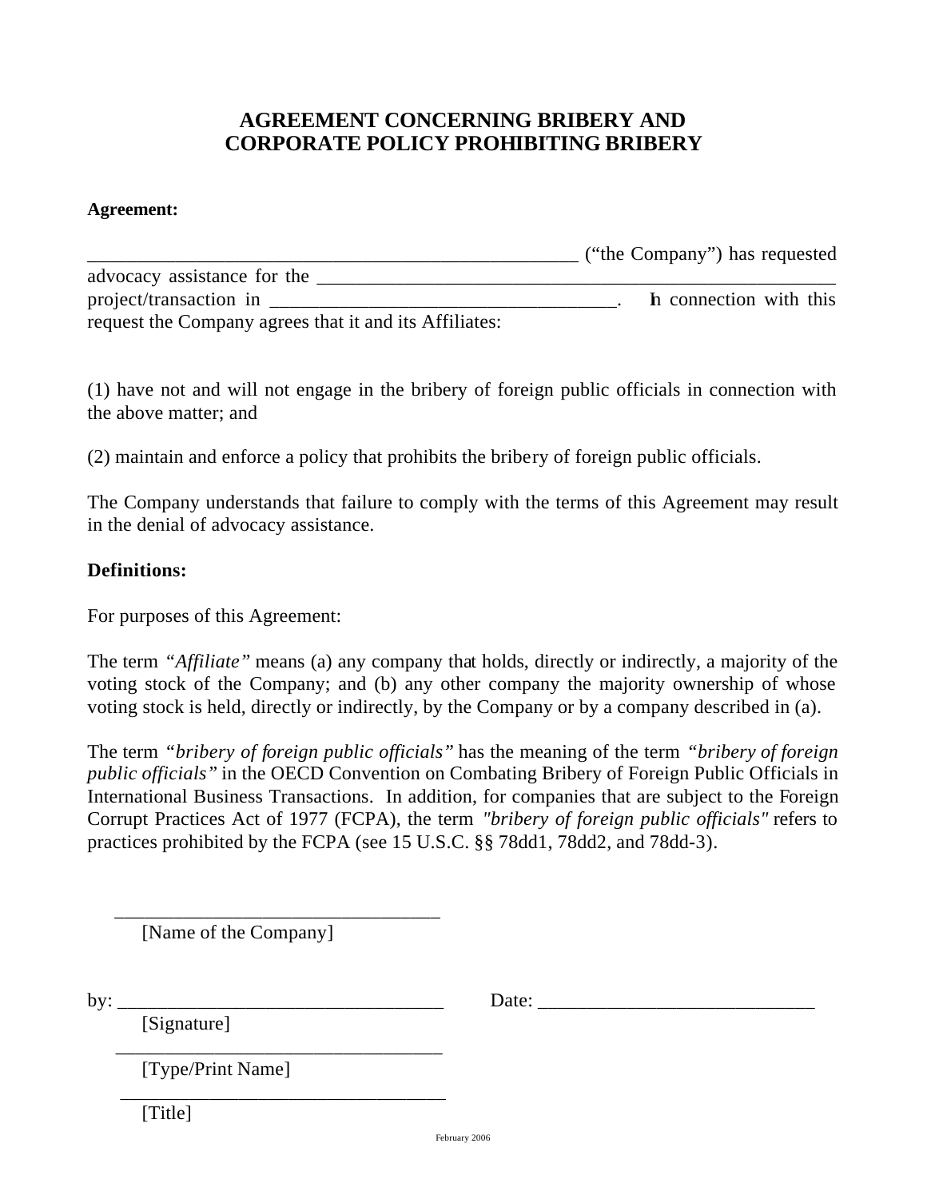# AGREEMENT CONCERNING BRIBERY AND CORPORATE POLICY PROHIBITING BRIBERY

**Agreement:**

_____________________________________________________ ("the Company") has requested advocacy assistance for the _______________________________________________________ project/transaction in ____________________________________. In connection with this request the Company agrees that it and its Affiliates:

(1) have not and will not engage in the bribery of foreign public officials in connection with the above matter; and

(2) maintain and enforce a policy that prohibits the bribery of foreign public officials.

The Company understands that failure to comply with the terms of this Agreement may result in the denial of advocacy assistance.

**Definitions:**

For purposes of this Agreement:

The term *"Affiliate"* means (a) any company that holds, directly or indirectly, a majority of the voting stock of the Company; and (b) any other company the majority ownership of whose voting stock is held, directly or indirectly, by the Company or by a company described in (a).

The term *"bribery of foreign public officials"* has the meaning of the term *"bribery of foreign public officials"* in the OECD Convention on Combating Bribery of Foreign Public Officials in International Business Transactions. In addition, for companies that are subject to the Foreign Corrupt Practices Act of 1977 (FCPA), the term *"bribery of foreign public officials"* refers to practices prohibited by the FCPA (see 15 U.S.C. §§ 78dd1, 78dd2, and 78dd-3).

___________________________________
[Name of the Company]

by: __________________________________ Date: _____________________________
[Signature]

___________________________________
[Type/Print Name]

___________________________________
[Title]

February 2006